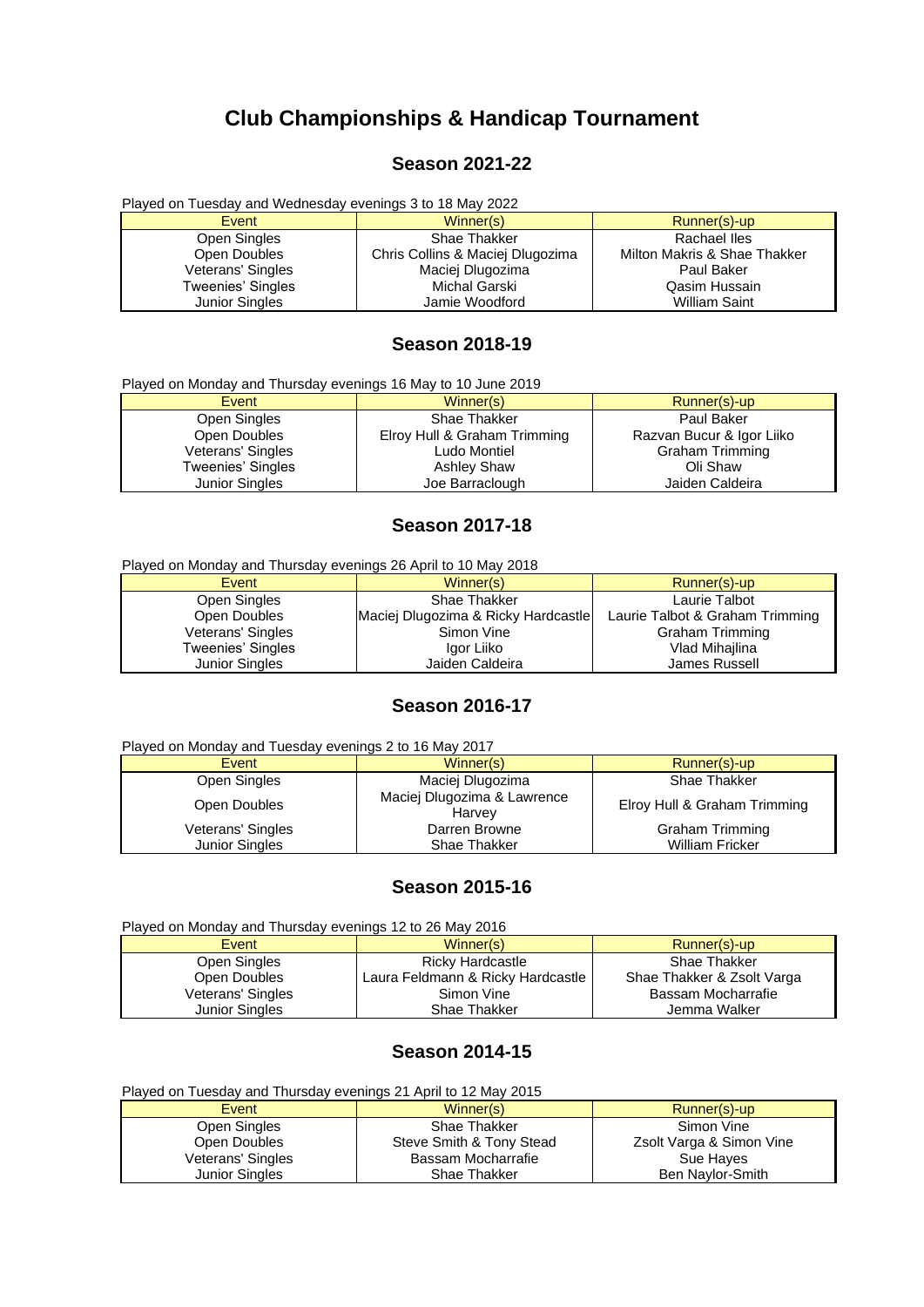# Club Championships & Handicap Tournament

## Season 2021-22

Played on Tuesday and Wednesday evenings 3 to 18 May 2022

| Event | Winner(s) | Runner(s)-up |
|---|---|---|
| Open Singles | Shae Thakker | Rachael Iles |
| Open Doubles | Chris Collins & Maciej Dlugozima | Milton Makris & Shae Thakker |
| Veterans' Singles | Maciej Dlugozima | Paul Baker |
| Tweenies' Singles | Michal Garski | Qasim Hussain |
| Junior Singles | Jamie Woodford | William Saint |

## Season 2018-19

Played on Monday and Thursday evenings 16 May to 10 June 2019

| Event | Winner(s) | Runner(s)-up |
|---|---|---|
| Open Singles | Shae Thakker | Paul Baker |
| Open Doubles | Elroy Hull & Graham Trimming | Razvan Bucur & Igor Liiko |
| Veterans' Singles | Ludo Montiel | Graham Trimming |
| Tweenies' Singles | Ashley Shaw | Oli Shaw |
| Junior Singles | Joe Barraclough | Jaiden Caldeira |

## Season 2017-18

Played on Monday and Thursday evenings 26 April to 10 May 2018

| Event | Winner(s) | Runner(s)-up |
|---|---|---|
| Open Singles | Shae Thakker | Laurie Talbot |
| Open Doubles | Maciej Dlugozima & Ricky Hardcastle | Laurie Talbot & Graham Trimming |
| Veterans' Singles | Simon Vine | Graham Trimming |
| Tweenies' Singles | Igor Liiko | Vlad Mihajlina |
| Junior Singles | Jaiden Caldeira | James Russell |

## Season 2016-17

Played on Monday and Tuesday evenings 2 to 16 May 2017

| Event | Winner(s) | Runner(s)-up |
|---|---|---|
| Open Singles | Maciej Dlugozima | Shae Thakker |
| Open Doubles | Maciej Dlugozima & Lawrence Harvey | Elroy Hull & Graham Trimming |
| Veterans' Singles | Darren Browne | Graham Trimming |
| Junior Singles | Shae Thakker | William Fricker |

## Season 2015-16

Played on Monday and Thursday evenings 12 to 26 May 2016

| Event | Winner(s) | Runner(s)-up |
|---|---|---|
| Open Singles | Ricky Hardcastle | Shae Thakker |
| Open Doubles | Laura Feldmann & Ricky Hardcastle | Shae Thakker & Zsolt Varga |
| Veterans' Singles | Simon Vine | Bassam Mocharrafie |
| Junior Singles | Shae Thakker | Jemma Walker |

## Season 2014-15

Played on Tuesday and Thursday evenings 21 April to 12 May 2015

| Event | Winner(s) | Runner(s)-up |
|---|---|---|
| Open Singles | Shae Thakker | Simon Vine |
| Open Doubles | Steve Smith & Tony Stead | Zsolt Varga & Simon Vine |
| Veterans' Singles | Bassam Mocharrafie | Sue Hayes |
| Junior Singles | Shae Thakker | Ben Naylor-Smith |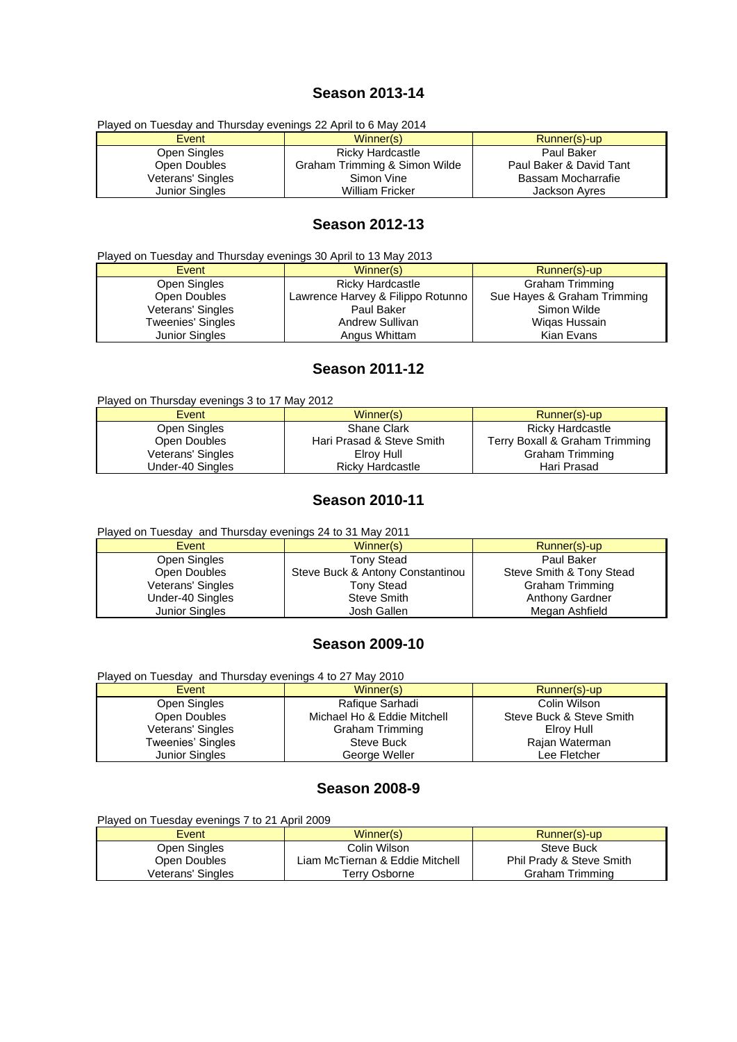## Season 2013-14

Played on Tuesday and Thursday evenings 22 April to 6 May 2014

| Event | Winner(s) | Runner(s)-up |
| --- | --- | --- |
| Open Singles | Ricky Hardcastle | Paul Baker |
| Open Doubles | Graham Trimming & Simon Wilde | Paul Baker & David Tant |
| Veterans' Singles | Simon Vine | Bassam Mocharrafie |
| Junior Singles | William Fricker | Jackson Ayres |

## Season 2012-13

Played on Tuesday and Thursday evenings 30 April to 13 May 2013

| Event | Winner(s) | Runner(s)-up |
| --- | --- | --- |
| Open Singles | Ricky Hardcastle | Graham Trimming |
| Open Doubles | Lawrence Harvey & Filippo Rotunno | Sue Hayes & Graham Trimming |
| Veterans' Singles | Paul Baker | Simon Wilde |
| Tweenies' Singles | Andrew Sullivan | Wiqas Hussain |
| Junior Singles | Angus Whittam | Kian Evans |

## Season 2011-12

Played on Thursday evenings 3 to 17 May 2012

| Event | Winner(s) | Runner(s)-up |
| --- | --- | --- |
| Open Singles | Shane Clark | Ricky Hardcastle |
| Open Doubles | Hari Prasad & Steve Smith | Terry Boxall & Graham Trimming |
| Veterans' Singles | Elroy Hull | Graham Trimming |
| Under-40 Singles | Ricky Hardcastle | Hari Prasad |

## Season 2010-11

Played on Tuesday and Thursday evenings 24 to 31 May 2011

| Event | Winner(s) | Runner(s)-up |
| --- | --- | --- |
| Open Singles | Tony Stead | Paul Baker |
| Open Doubles | Steve Buck & Antony Constantinou | Steve Smith & Tony Stead |
| Veterans' Singles | Tony Stead | Graham Trimming |
| Under-40 Singles | Steve Smith | Anthony Gardner |
| Junior Singles | Josh Gallen | Megan Ashfield |

## Season 2009-10

Played on Tuesday and Thursday evenings 4 to 27 May 2010

| Event | Winner(s) | Runner(s)-up |
| --- | --- | --- |
| Open Singles | Rafique Sarhadi | Colin Wilson |
| Open Doubles | Michael Ho & Eddie Mitchell | Steve Buck & Steve Smith |
| Veterans' Singles | Graham Trimming | Elroy Hull |
| Tweenies' Singles | Steve Buck | Rajan Waterman |
| Junior Singles | George Weller | Lee Fletcher |

## Season 2008-9

Played on Tuesday evenings 7 to 21 April 2009

| Event | Winner(s) | Runner(s)-up |
| --- | --- | --- |
| Open Singles | Colin Wilson | Steve Buck |
| Open Doubles | Liam McTiernan & Eddie Mitchell | Phil Prady & Steve Smith |
| Veterans' Singles | Terry Osborne | Graham Trimming |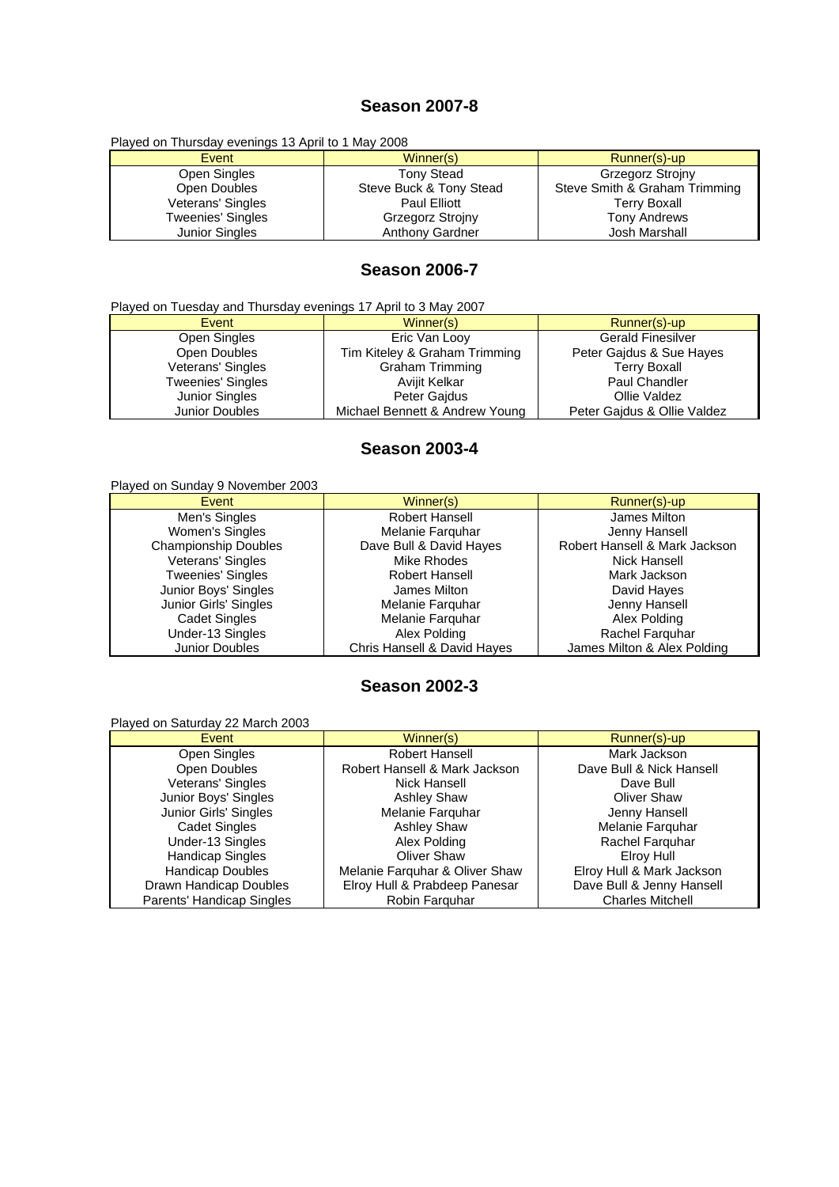## Season 2007-8

Played on Thursday evenings 13 April to 1 May 2008

| Event | Winner(s) | Runner(s)-up |
|---|---|---|
| Open Singles | Tony Stead | Grzegorz Strojny |
| Open Doubles | Steve Buck & Tony Stead | Steve Smith & Graham Trimming |
| Veterans' Singles | Paul Elliott | Terry Boxall |
| Tweenies' Singles | Grzegorz Strojny | Tony Andrews |
| Junior Singles | Anthony Gardner | Josh Marshall |

## Season 2006-7

Played on Tuesday and Thursday evenings 17 April to 3 May 2007

| Event | Winner(s) | Runner(s)-up |
|---|---|---|
| Open Singles | Eric Van Looy | Gerald Finesilver |
| Open Doubles | Tim Kiteley & Graham Trimming | Peter Gajdus & Sue Hayes |
| Veterans' Singles | Graham Trimming | Terry Boxall |
| Tweenies' Singles | Avijit Kelkar | Paul Chandler |
| Junior Singles | Peter Gajdus | Ollie Valdez |
| Junior Doubles | Michael Bennett & Andrew Young | Peter Gajdus & Ollie Valdez |

## Season 2003-4

Played on Sunday 9 November 2003

| Event | Winner(s) | Runner(s)-up |
|---|---|---|
| Men's Singles | Robert Hansell | James Milton |
| Women's Singles | Melanie Farquhar | Jenny Hansell |
| Championship Doubles | Dave Bull & David Hayes | Robert Hansell & Mark Jackson |
| Veterans' Singles | Mike Rhodes | Nick Hansell |
| Tweenies' Singles | Robert Hansell | Mark Jackson |
| Junior Boys' Singles | James Milton | David Hayes |
| Junior Girls' Singles | Melanie Farquhar | Jenny Hansell |
| Cadet Singles | Melanie Farquhar | Alex Polding |
| Under-13 Singles | Alex Polding | Rachel Farquhar |
| Junior Doubles | Chris Hansell & David Hayes | James Milton & Alex Polding |

## Season 2002-3

Played on Saturday 22 March 2003

| Event | Winner(s) | Runner(s)-up |
|---|---|---|
| Open Singles | Robert Hansell | Mark Jackson |
| Open Doubles | Robert Hansell & Mark Jackson | Dave Bull & Nick Hansell |
| Veterans' Singles | Nick Hansell | Dave Bull |
| Junior Boys' Singles | Ashley Shaw | Oliver Shaw |
| Junior Girls' Singles | Melanie Farquhar | Jenny Hansell |
| Cadet Singles | Ashley Shaw | Melanie Farquhar |
| Under-13 Singles | Alex Polding | Rachel Farquhar |
| Handicap Singles | Oliver Shaw | Elroy Hull |
| Handicap Doubles | Melanie Farquhar & Oliver Shaw | Elroy Hull & Mark Jackson |
| Drawn Handicap Doubles | Elroy Hull & Prabdeep Panesar | Dave Bull & Jenny Hansell |
| Parents' Handicap Singles | Robin Farquhar | Charles Mitchell |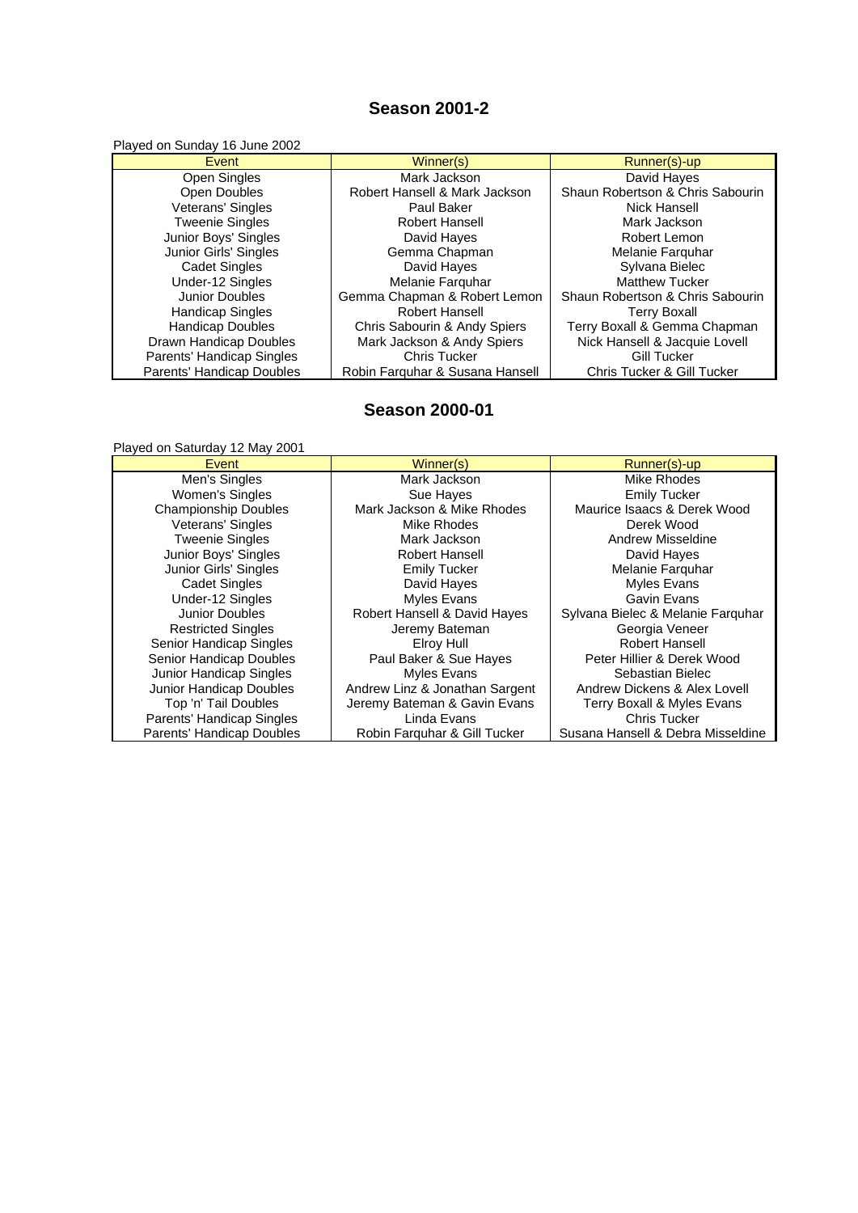## Season 2001-2

Played on Sunday 16 June 2002

| Event | Winner(s) | Runner(s)-up |
|---|---|---|
| Open Singles | Mark Jackson | David Hayes |
| Open Doubles | Robert Hansell & Mark Jackson | Shaun Robertson & Chris Sabourin |
| Veterans' Singles | Paul Baker | Nick Hansell |
| Tweenie Singles | Robert Hansell | Mark Jackson |
| Junior Boys' Singles | David Hayes | Robert Lemon |
| Junior Girls' Singles | Gemma Chapman | Melanie Farquhar |
| Cadet Singles | David Hayes | Sylvana Bielec |
| Under-12 Singles | Melanie Farquhar | Matthew Tucker |
| Junior Doubles | Gemma Chapman & Robert Lemon | Shaun Robertson & Chris Sabourin |
| Handicap Singles | Robert Hansell | Terry Boxall |
| Handicap Doubles | Chris Sabourin & Andy Spiers | Terry Boxall & Gemma Chapman |
| Drawn Handicap Doubles | Mark Jackson & Andy Spiers | Nick Hansell & Jacquie Lovell |
| Parents' Handicap Singles | Chris Tucker | Gill Tucker |
| Parents' Handicap Doubles | Robin Farquhar & Susana Hansell | Chris Tucker & Gill Tucker |

## Season 2000-01

Played on Saturday 12 May 2001

| Event | Winner(s) | Runner(s)-up |
|---|---|---|
| Men's Singles | Mark Jackson | Mike Rhodes |
| Women's Singles | Sue Hayes | Emily Tucker |
| Championship Doubles | Mark Jackson & Mike Rhodes | Maurice Isaacs & Derek Wood |
| Veterans' Singles | Mike Rhodes | Derek Wood |
| Tweenie Singles | Mark Jackson | Andrew Misseldine |
| Junior Boys' Singles | Robert Hansell | David Hayes |
| Junior Girls' Singles | Emily Tucker | Melanie Farquhar |
| Cadet Singles | David Hayes | Myles Evans |
| Under-12 Singles | Myles Evans | Gavin Evans |
| Junior Doubles | Robert Hansell & David Hayes | Sylvana Bielec & Melanie Farquhar |
| Restricted Singles | Jeremy Bateman | Georgia Veneer |
| Senior Handicap Singles | Elroy Hull | Robert Hansell |
| Senior Handicap Doubles | Paul Baker & Sue Hayes | Peter Hillier & Derek Wood |
| Junior Handicap Singles | Myles Evans | Sebastian Bielec |
| Junior Handicap Doubles | Andrew Linz & Jonathan Sargent | Andrew Dickens & Alex Lovell |
| Top 'n' Tail Doubles | Jeremy Bateman & Gavin Evans | Terry Boxall & Myles Evans |
| Parents' Handicap Singles | Linda Evans | Chris Tucker |
| Parents' Handicap Doubles | Robin Farquhar & Gill Tucker | Susana Hansell & Debra Misseldine |